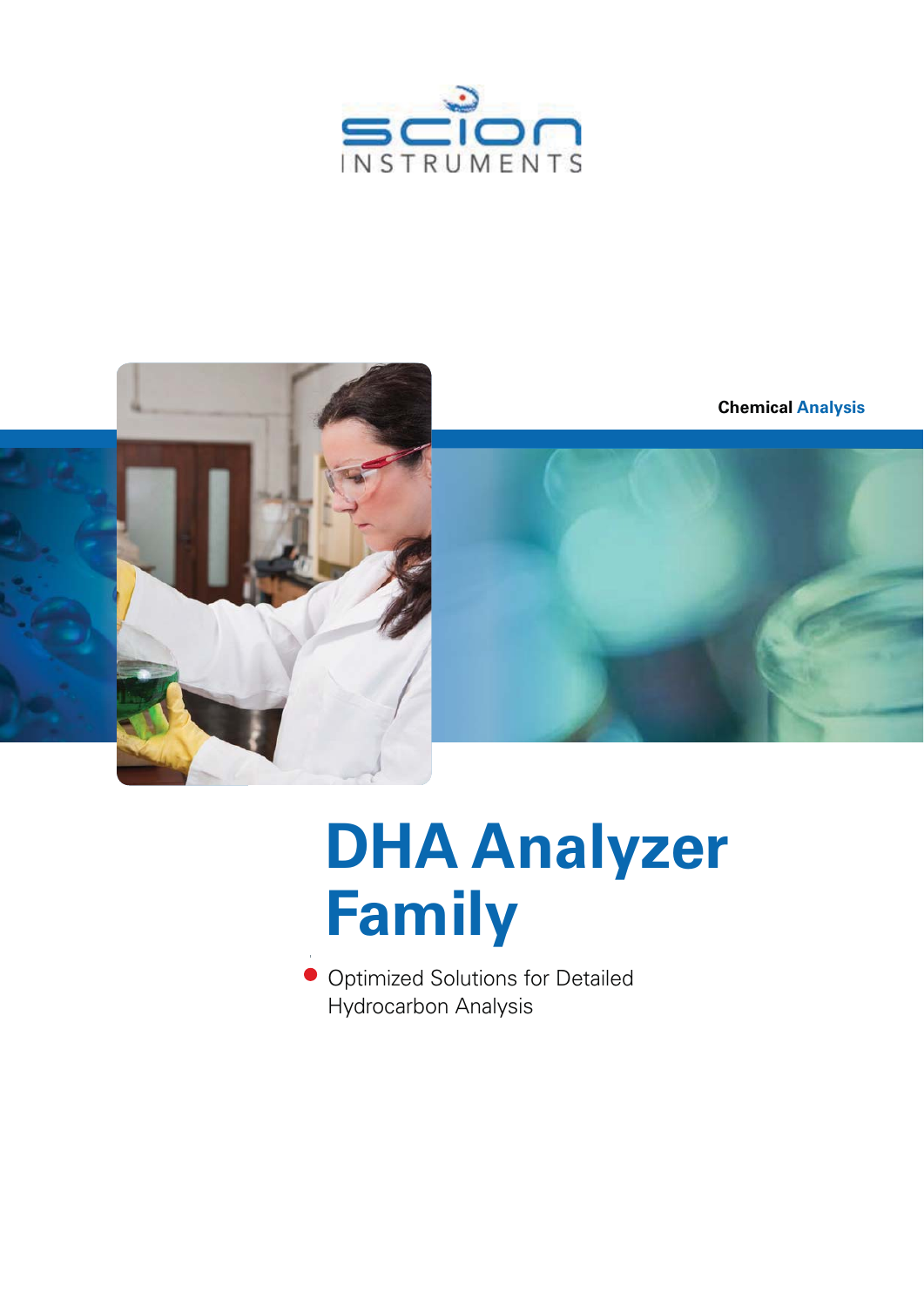SCION INSTRUMENTS

Chemical Analysis

# DHA Analyzer Family

- Optimized Solutions for Detailed Hydrocarbon Analysis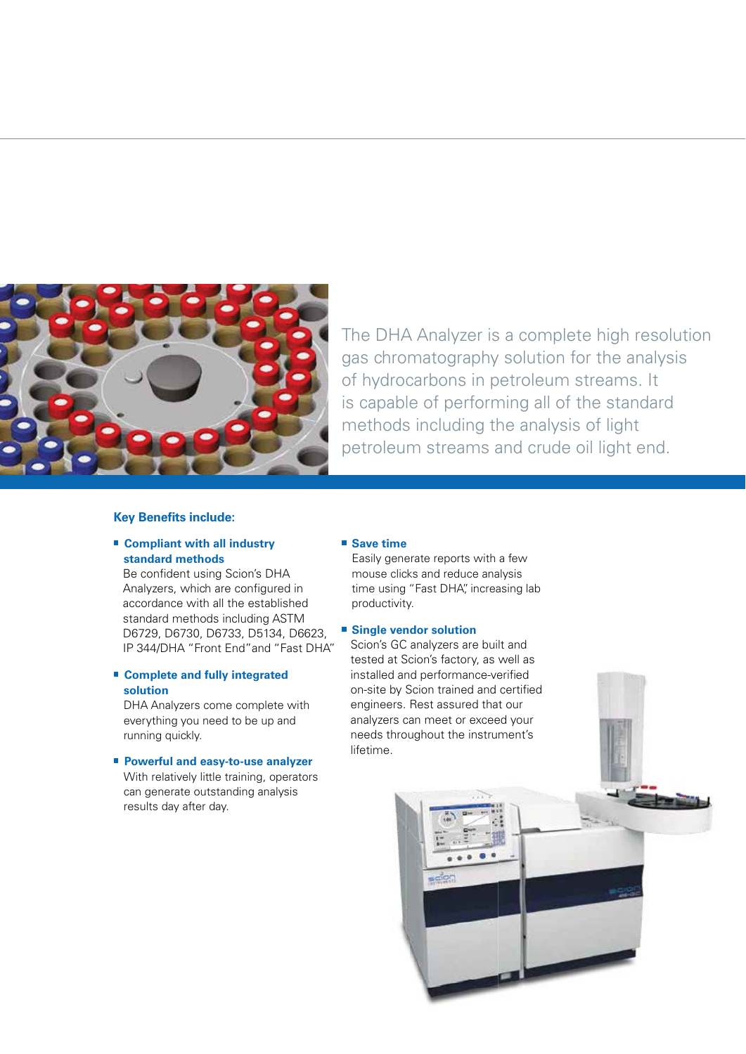The DHA Analyzer is a complete high resolution gas chromatography solution for the analysis of hydrocarbons in petroleum streams. It is capable of performing all of the standard methods including the analysis of light petroleum streams and crude oil light end.

**Key Benefits include:**

- **Compliant with all industry standard methods**
  Be confident using Scion's DHA Analyzers, which are configured in accordance with all the established standard methods including ASTM D6729, D6730, D6733, D5134, D6623, IP 344/DHA "Front End" and "Fast DHA"

- **Complete and fully integrated solution**
  DHA Analyzers come complete with everything you need to be up and running quickly.

- **Powerful and easy-to-use analyzer**
  With relatively little training, operators can generate outstanding analysis results day after day.

- **Save time**
  Easily generate reports with a few mouse clicks and reduce analysis time using "Fast DHA", increasing lab productivity.

- **Single vendor solution**
  Scion's GC analyzers are built and tested at Scion's factory, as well as installed and performance-verified on-site by Scion trained and certified engineers. Rest assured that our analyzers can meet or exceed your needs throughout the instrument's lifetime.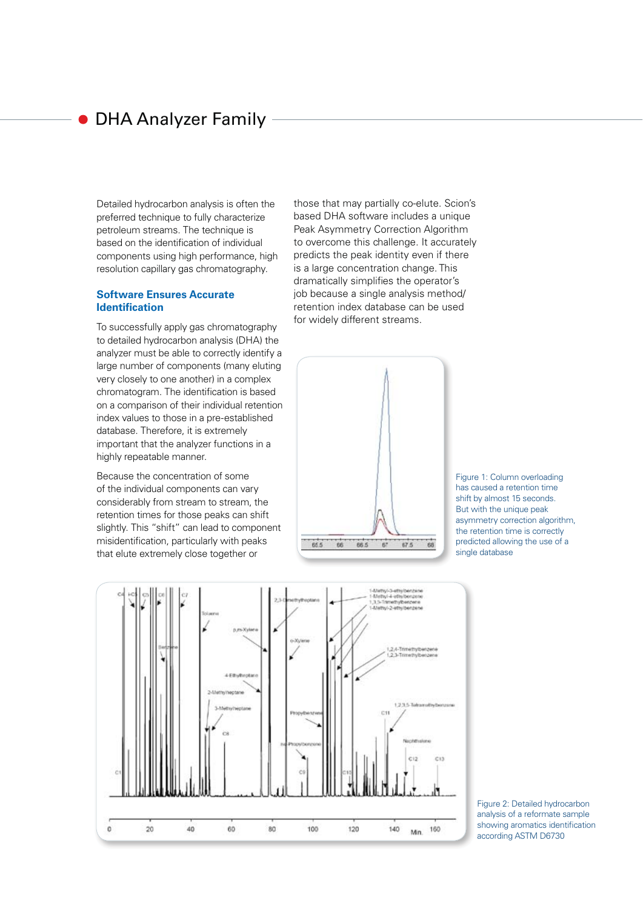# DHA Analyzer Family

Detailed hydrocarbon analysis is often the preferred technique to fully characterize petroleum streams. The technique is based on the identification of individual components using high performance, high resolution capillary gas chromatography.

## Software Ensures Accurate Identification

To successfully apply gas chromatography to detailed hydrocarbon analysis (DHA) the analyzer must be able to correctly identify a large number of components (many eluting very closely to one another) in a complex chromatogram. The identification is based on a comparison of their individual retention index values to those in a pre-established database. Therefore, it is extremely important that the analyzer functions in a highly repeatable manner.

Because the concentration of some of the individual components can vary considerably from stream to stream, the retention times for those peaks can shift slightly. This "shift" can lead to component misidentification, particularly with peaks that elute extremely close together or those that may partially co-elute. Scion's based DHA software includes a unique Peak Asymmetry Correction Algorithm to overcome this challenge. It accurately predicts the peak identity even if there is a large concentration change. This dramatically simplifies the operator's job because a single analysis method/ retention index database can be used for widely different streams.

Figure 1: Column overloading has caused a retention time shift by almost 15 seconds. But with the unique peak asymmetry correction algorithm, the retention time is correctly predicted allowing the use of a single database

Figure 2: Detailed hydrocarbon analysis of a reformate sample showing aromatics identification according ASTM D6730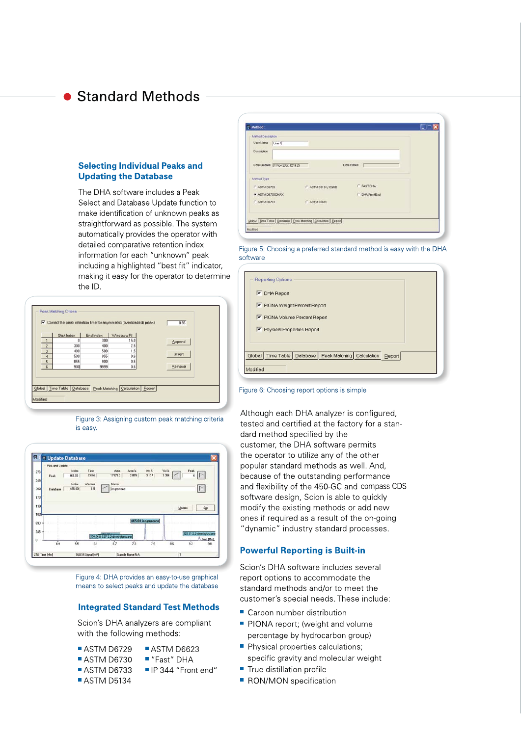## Standard Methods

### Selecting Individual Peaks and Updating the Database

The DHA software includes a Peak Select and Database Update function to make identification of unknown peaks as straightforward as possible. The system automatically provides the operator with detailed comparative retention index information for each “unknown” peak including a highlighted “best fit” indicator, making it easy for the operator to determine the ID.

Figure 3: Assigning custom peak matching criteria is easy.

Figure 4: DHA provides an easy-to-use graphical means to select peaks and update the database

### Integrated Standard Test Methods

Scion’s DHA analyzers are compliant with the following methods:

- ASTM D6729
- ASTM D6730
- ASTM D6733
- ASTM D5134
- ASTM D6623
- “Fast” DHA
- IP 344 “Front end”

Figure 5: Choosing a preferred standard method is easy with the DHA software

Figure 6: Choosing report options is simple

Although each DHA analyzer is configured, tested and certified at the factory for a standard method specified by the customer, the DHA software permits the operator to utilize any of the other popular standard methods as well. And, because of the outstanding performance and flexibility of the 450-GC and compass CDS software design, Scion is able to quickly modify the existing methods or add new ones if required as a result of the on-going “dynamic” industry standard processes.

### Powerful Reporting is Built-in

Scion’s DHA software includes several report options to accommodate the standard methods and/or to meet the customer’s special needs. These include:

- Carbon number distribution
- PIONA report; (weight and volume percentage by hydrocarbon group)
- Physical properties calculations; specific gravity and molecular weight
- True distillation profile
- RON/MON specification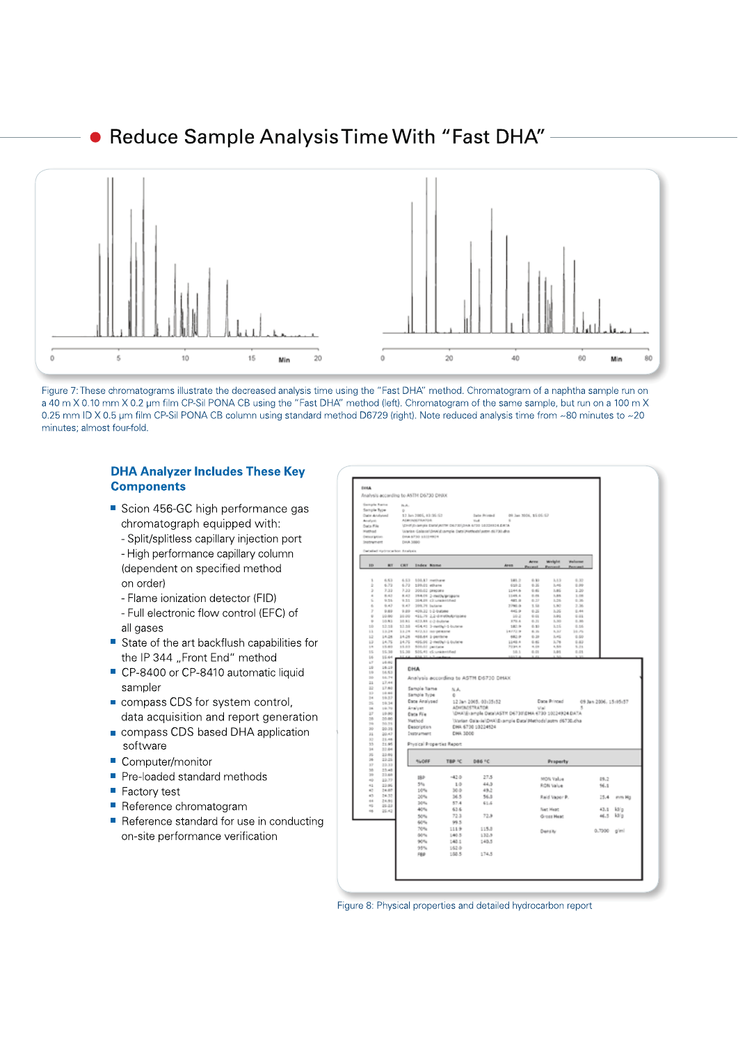## Reduce Sample Analysis Time With "Fast DHA"

Figure 7: These chromatograms illustrate the decreased analysis time using the "Fast DHA" method. Chromatogram of a naphtha sample run on a 40 m X 0.10 mm X 0.2 µm film CP-Sil PONA CB using the "Fast DHA" method (left). Chromatogram of the same sample, but run on a 100 m X 0.25 mm ID X 0.5 µm film CP-Sil PONA CB column using standard method D6729 (right). Note reduced analysis time from ~80 minutes to ~20 minutes; almost four-fold.

### DHA Analyzer Includes These Key Components

- Scion 456-GC high performance gas chromatograph equipped with:
  - Split/splitless capillary injection port
  - High performance capillary column (dependent on specified method on order)
  - Flame ionization detector (FID)
  - Full electronic flow control (EFC) of all gases
- State of the art backflush capabilities for the IP 344 „Front End" method
- CP-8400 or CP-8410 automatic liquid sampler
- compass CDS for system control, data acquisition and report generation
- compass CDS based DHA application software
- Computer/monitor
- Pre-loaded standard methods
- Factory test
- Reference chromatogram
- Reference standard for use in conducting on-site performance verification

Figure 8: Physical properties and detailed hydrocarbon report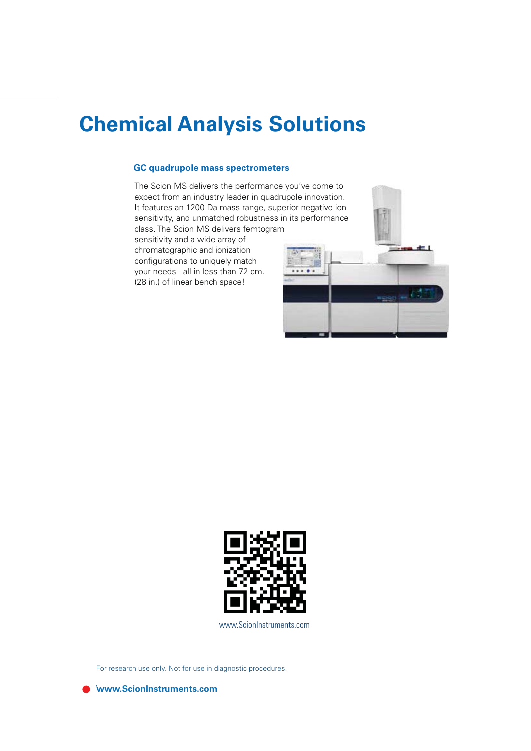# Chemical Analysis Solutions

### GC quadrupole mass spectrometers

The Scion MS delivers the performance you've come to expect from an industry leader in quadrupole innovation. It features an 1200 Da mass range, superior negative ion sensitivity, and unmatched robustness in its performance class. The Scion MS delivers femtogram sensitivity and a wide array of chromatographic and ionization configurations to uniquely match your needs - all in less than 72 cm. (28 in.) of linear bench space!

www.ScionInstruments.com

For research use only. Not for use in diagnostic procedures.

**www.ScionInstruments.com**